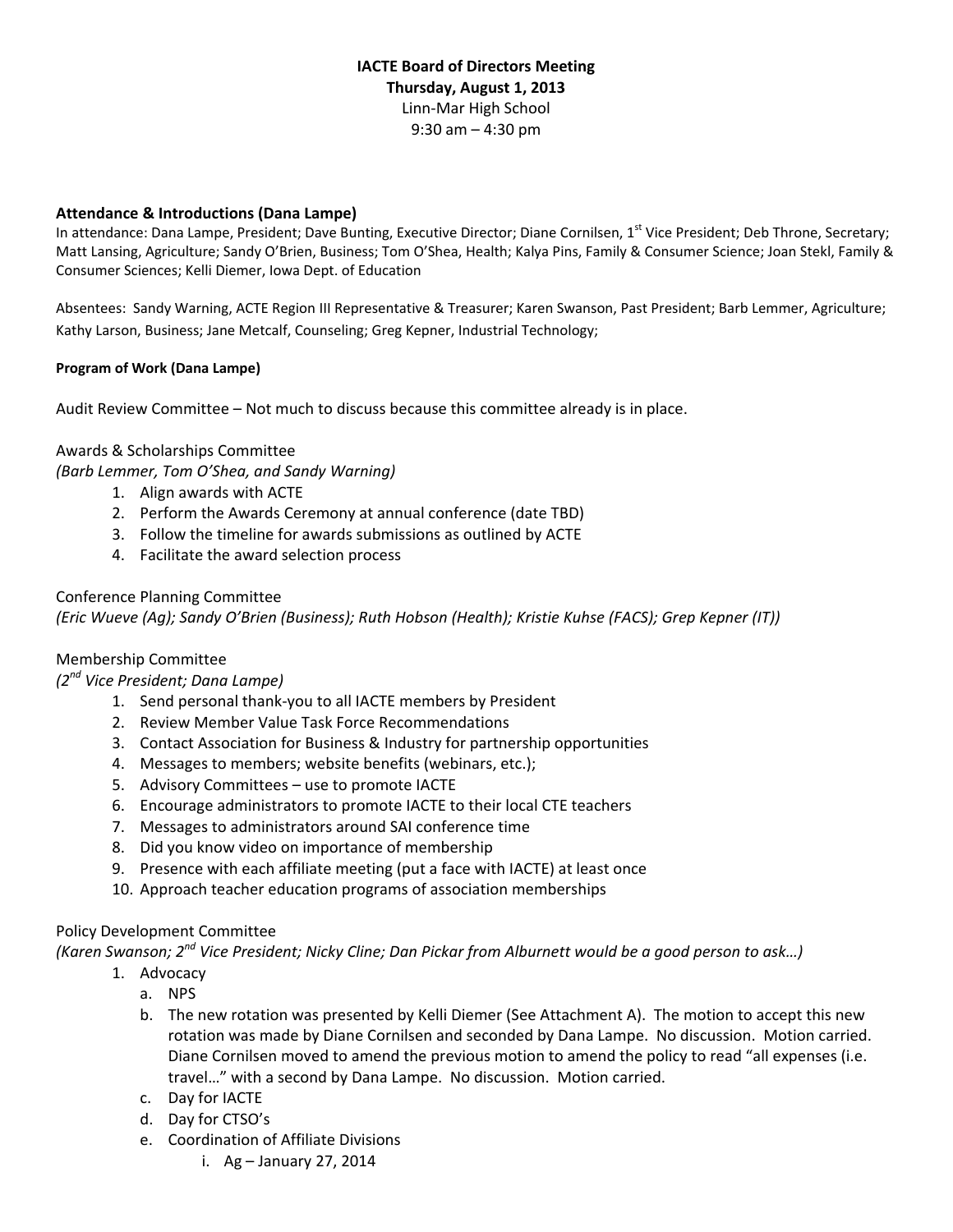**IACTE Board of Directors Meeting**
**Thursday, August 1, 2013**
Linn-Mar High School
9:30 am – 4:30 pm

**Attendance & Introductions (Dana Lampe)**

In attendance: Dana Lampe, President; Dave Bunting, Executive Director; Diane Cornilsen, 1st Vice President; Deb Throne, Secretary; Matt Lansing, Agriculture; Sandy O'Brien, Business; Tom O'Shea, Health; Kalya Pins, Family & Consumer Science; Joan Stekl, Family & Consumer Sciences; Kelli Diemer, Iowa Dept. of Education

Absentees: Sandy Warning, ACTE Region III Representative & Treasurer; Karen Swanson, Past President; Barb Lemmer, Agriculture; Kathy Larson, Business; Jane Metcalf, Counseling; Greg Kepner, Industrial Technology;

**Program of Work (Dana Lampe)**

Audit Review Committee – Not much to discuss because this committee already is in place.

Awards & Scholarships Committee
*(Barb Lemmer, Tom O'Shea, and Sandy Warning)*

1. Align awards with ACTE
2. Perform the Awards Ceremony at annual conference (date TBD)
3. Follow the timeline for awards submissions as outlined by ACTE
4. Facilitate the award selection process

Conference Planning Committee
*(Eric Wueve (Ag); Sandy O'Brien (Business); Ruth Hobson (Health); Kristie Kuhse (FACS); Grep Kepner (IT))*

Membership Committee
*(2nd Vice President; Dana Lampe)*

1. Send personal thank-you to all IACTE members by President
2. Review Member Value Task Force Recommendations
3. Contact Association for Business & Industry for partnership opportunities
4. Messages to members; website benefits (webinars, etc.);
5. Advisory Committees – use to promote IACTE
6. Encourage administrators to promote IACTE to their local CTE teachers
7. Messages to administrators around SAI conference time
8. Did you know video on importance of membership
9. Presence with each affiliate meeting (put a face with IACTE) at least once
10. Approach teacher education programs of association memberships

Policy Development Committee
*(Karen Swanson; 2nd Vice President; Nicky Cline; Dan Pickar from Alburnett would be a good person to ask…)*

1. Advocacy
   a. NPS
   b. The new rotation was presented by Kelli Diemer (See Attachment A). The motion to accept this new rotation was made by Diane Cornilsen and seconded by Dana Lampe. No discussion. Motion carried. Diane Cornilsen moved to amend the previous motion to amend the policy to read "all expenses (i.e. travel…" with a second by Dana Lampe. No discussion. Motion carried.
   c. Day for IACTE
   d. Day for CTSO's
   e. Coordination of Affiliate Divisions
      i. Ag – January 27, 2014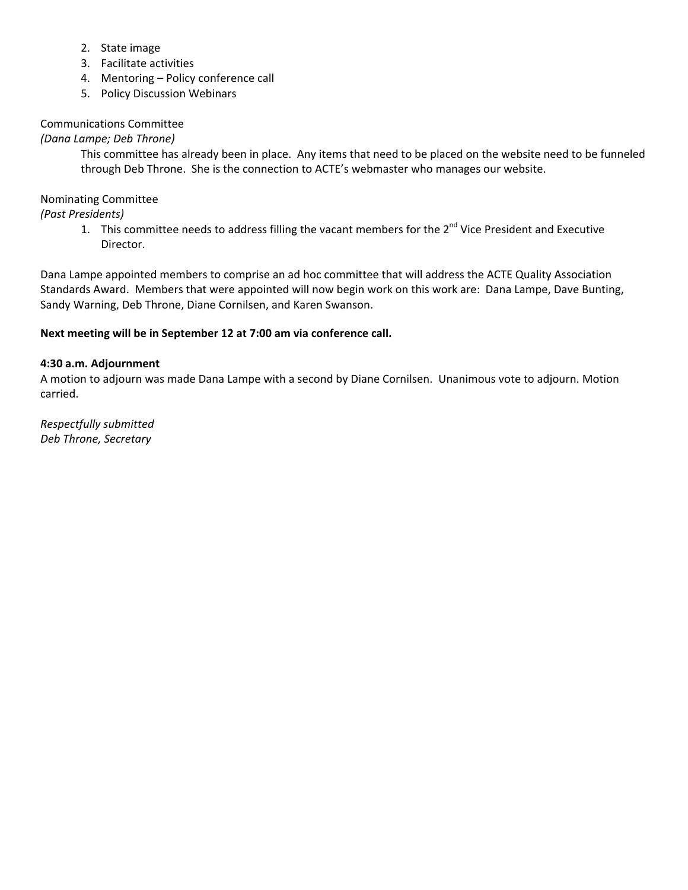2. State image
3. Facilitate activities
4. Mentoring – Policy conference call
5. Policy Discussion Webinars

Communications Committee
*(Dana Lampe; Deb Throne)*

This committee has already been in place. Any items that need to be placed on the website need to be funneled through Deb Throne. She is the connection to ACTE's webmaster who manages our website.

Nominating Committee
*(Past Presidents)*

1. This committee needs to address filling the vacant members for the 2nd Vice President and Executive Director.

Dana Lampe appointed members to comprise an ad hoc committee that will address the ACTE Quality Association Standards Award. Members that were appointed will now begin work on this work are: Dana Lampe, Dave Bunting, Sandy Warning, Deb Throne, Diane Cornilsen, and Karen Swanson.

**Next meeting will be in September 12 at 7:00 am via conference call.**

**4:30 a.m. Adjournment**
A motion to adjourn was made Dana Lampe with a second by Diane Cornilsen. Unanimous vote to adjourn. Motion carried.

*Respectfully submitted*
*Deb Throne, Secretary*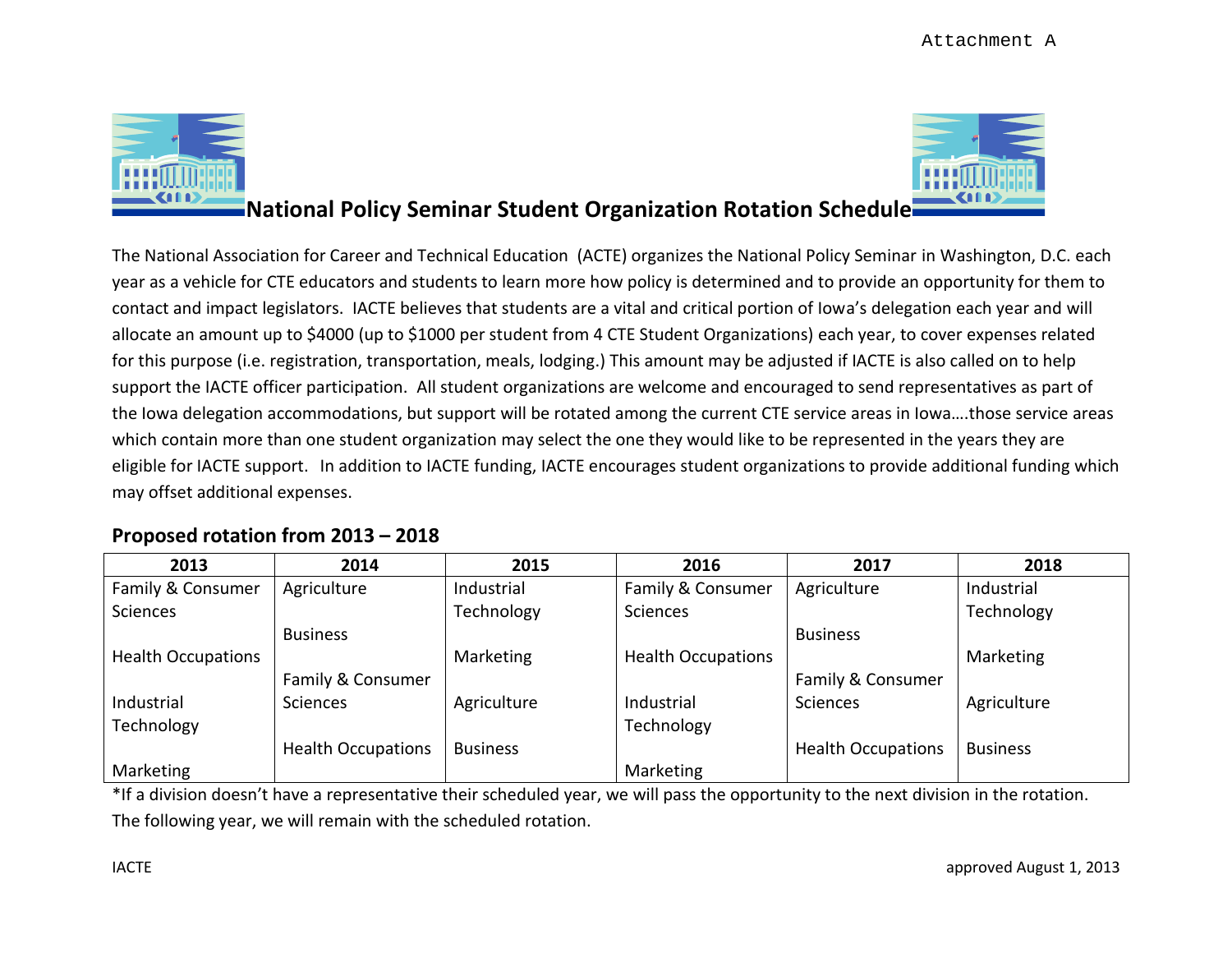Attachment A

# National Policy Seminar Student Organization Rotation Schedule

The National Association for Career and Technical Education (ACTE) organizes the National Policy Seminar in Washington, D.C. each year as a vehicle for CTE educators and students to learn more how policy is determined and to provide an opportunity for them to contact and impact legislators. IACTE believes that students are a vital and critical portion of Iowa's delegation each year and will allocate an amount up to $4000 (up to $1000 per student from 4 CTE Student Organizations) each year, to cover expenses related for this purpose (i.e. registration, transportation, meals, lodging.) This amount may be adjusted if IACTE is also called on to help support the IACTE officer participation. All student organizations are welcome and encouraged to send representatives as part of the Iowa delegation accommodations, but support will be rotated among the current CTE service areas in Iowa….those service areas which contain more than one student organization may select the one they would like to be represented in the years they are eligible for IACTE support. In addition to IACTE funding, IACTE encourages student organizations to provide additional funding which may offset additional expenses.

## Proposed rotation from 2013 – 2018

| 2013 | 2014 | 2015 | 2016 | 2017 | 2018 |
|---|---|---|---|---|---|
| Family & Consumer Sciences | Agriculture | Industrial Technology | Family & Consumer Sciences | Agriculture | Industrial Technology |
| Health Occupations | Business | Marketing | Health Occupations | Business | Marketing |
| Industrial Technology | Family & Consumer Sciences | Agriculture | Industrial Technology | Family & Consumer Sciences | Agriculture |
| Marketing | Health Occupations | Business | Marketing | Health Occupations | Business |

*If a division doesn't have a representative their scheduled year, we will pass the opportunity to the next division in the rotation. The following year, we will remain with the scheduled rotation.

IACTE

approved August 1, 2013